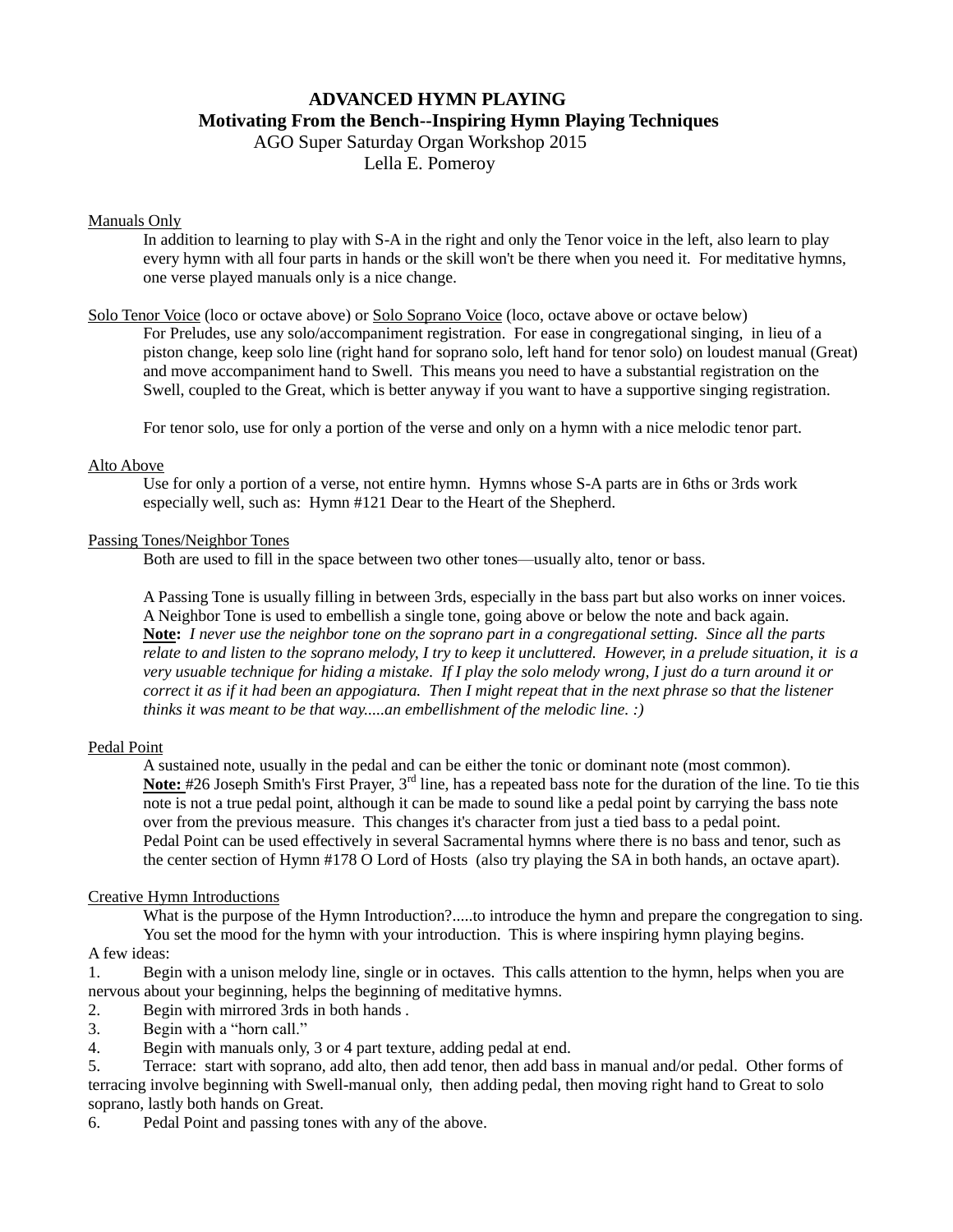# ADVANCED HYMN PLAYING

## Motivating From the Bench--Inspiring Hymn Playing Techniques

AGO Super Saturday Organ Workshop 2015

Lella E. Pomeroy

Manuals Only

In addition to learning to play with S-A in the right and only the Tenor voice in the left, also learn to play every hymn with all four parts in hands or the skill won't be there when you need it. For meditative hymns, one verse played manuals only is a nice change.

Solo Tenor Voice (loco or octave above) or Solo Soprano Voice (loco, octave above or octave below)

For Preludes, use any solo/accompaniment registration. For ease in congregational singing, in lieu of a piston change, keep solo line (right hand for soprano solo, left hand for tenor solo) on loudest manual (Great) and move accompaniment hand to Swell. This means you need to have a substantial registration on the Swell, coupled to the Great, which is better anyway if you want to have a supportive singing registration.

For tenor solo, use for only a portion of the verse and only on a hymn with a nice melodic tenor part.

Alto Above

Use for only a portion of a verse, not entire hymn. Hymns whose S-A parts are in 6ths or 3rds work especially well, such as: Hymn #121 Dear to the Heart of the Shepherd.

Passing Tones/Neighbor Tones

Both are used to fill in the space between two other tones—usually alto, tenor or bass.

A Passing Tone is usually filling in between 3rds, especially in the bass part but also works on inner voices. A Neighbor Tone is used to embellish a single tone, going above or below the note and back again.
**Note:** *I never use the neighbor tone on the soprano part in a congregational setting. Since all the parts relate to and listen to the soprano melody, I try to keep it uncluttered. However, in a prelude situation, it is a very usuable technique for hiding a mistake. If I play the solo melody wrong, I just do a turn around it or correct it as if it had been an appogiatura. Then I might repeat that in the next phrase so that the listener thinks it was meant to be that way.....an embellishment of the melodic line. :)*

Pedal Point

A sustained note, usually in the pedal and can be either the tonic or dominant note (most common).
**Note:** #26 Joseph Smith's First Prayer, 3rd line, has a repeated bass note for the duration of the line. To tie this note is not a true pedal point, although it can be made to sound like a pedal point by carrying the bass note over from the previous measure. This changes it's character from just a tied bass to a pedal point.
Pedal Point can be used effectively in several Sacramental hymns where there is no bass and tenor, such as the center section of Hymn #178 O Lord of Hosts (also try playing the SA in both hands, an octave apart).

Creative Hymn Introductions

What is the purpose of the Hymn Introduction?.....to introduce the hymn and prepare the congregation to sing. You set the mood for the hymn with your introduction. This is where inspiring hymn playing begins.

A few ideas:

1. Begin with a unison melody line, single or in octaves. This calls attention to the hymn, helps when you are nervous about your beginning, helps the beginning of meditative hymns.
2. Begin with mirrored 3rds in both hands .
3. Begin with a "horn call."
4. Begin with manuals only, 3 or 4 part texture, adding pedal at end.
5. Terrace: start with soprano, add alto, then add tenor, then add bass in manual and/or pedal. Other forms of terracing involve beginning with Swell-manual only, then adding pedal, then moving right hand to Great to solo soprano, lastly both hands on Great.
6. Pedal Point and passing tones with any of the above.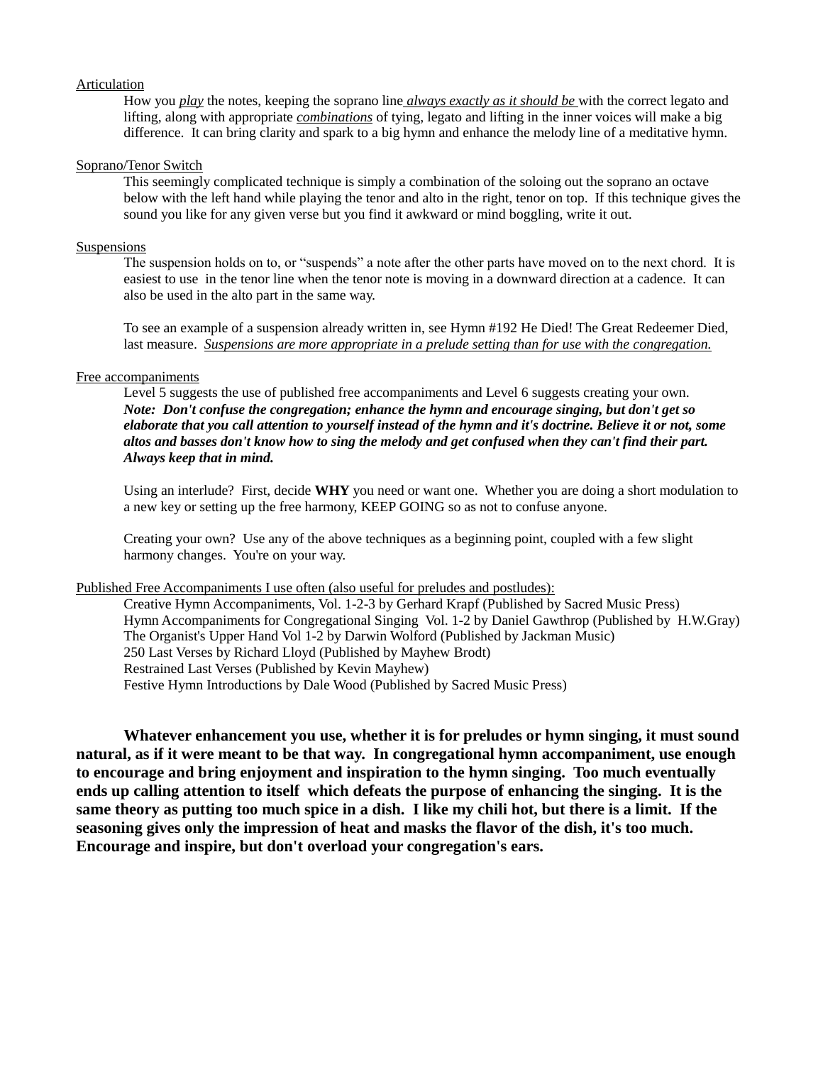Articulation

How you ***play*** the notes, keeping the soprano line ***always exactly as it should be*** with the correct legato and lifting, along with appropriate ***combinations*** of tying, legato and lifting in the inner voices will make a big difference. It can bring clarity and spark to a big hymn and enhance the melody line of a meditative hymn.

Soprano/Tenor Switch

This seemingly complicated technique is simply a combination of the soloing out the soprano an octave below with the left hand while playing the tenor and alto in the right, tenor on top. If this technique gives the sound you like for any given verse but you find it awkward or mind boggling, write it out.

Suspensions

The suspension holds on to, or "suspends" a note after the other parts have moved on to the next chord. It is easiest to use in the tenor line when the tenor note is moving in a downward direction at a cadence. It can also be used in the alto part in the same way.

To see an example of a suspension already written in, see Hymn #192 He Died! The Great Redeemer Died, last measure. *Suspensions are more appropriate in a prelude setting than for use with the congregation.*

Free accompaniments

Level 5 suggests the use of published free accompaniments and Level 6 suggests creating your own.
***Note: Don't confuse the congregation; enhance the hymn and encourage singing, but don't get so elaborate that you call attention to yourself instead of the hymn and it's doctrine. Believe it or not, some altos and basses don't know how to sing the melody and get confused when they can't find their part. Always keep that in mind.***

Using an interlude? First, decide **WHY** you need or want one. Whether you are doing a short modulation to a new key or setting up the free harmony, KEEP GOING so as not to confuse anyone.

Creating your own? Use any of the above techniques as a beginning point, coupled with a few slight harmony changes. You're on your way.

Published Free Accompaniments I use often (also useful for preludes and postludes):

Creative Hymn Accompaniments, Vol. 1-2-3 by Gerhard Krapf (Published by Sacred Music Press)
Hymn Accompaniments for Congregational Singing Vol. 1-2 by Daniel Gawthrop (Published by H.W.Gray)
The Organist's Upper Hand Vol 1-2 by Darwin Wolford (Published by Jackman Music)
250 Last Verses by Richard Lloyd (Published by Mayhew Brodt)
Restrained Last Verses (Published by Kevin Mayhew)
Festive Hymn Introductions by Dale Wood (Published by Sacred Music Press)

**Whatever enhancement you use, whether it is for preludes or hymn singing, it must sound natural, as if it were meant to be that way. In congregational hymn accompaniment, use enough to encourage and bring enjoyment and inspiration to the hymn singing. Too much eventually ends up calling attention to itself which defeats the purpose of enhancing the singing. It is the same theory as putting too much spice in a dish. I like my chili hot, but there is a limit. If the seasoning gives only the impression of heat and masks the flavor of the dish, it's too much. Encourage and inspire, but don't overload your congregation's ears.**